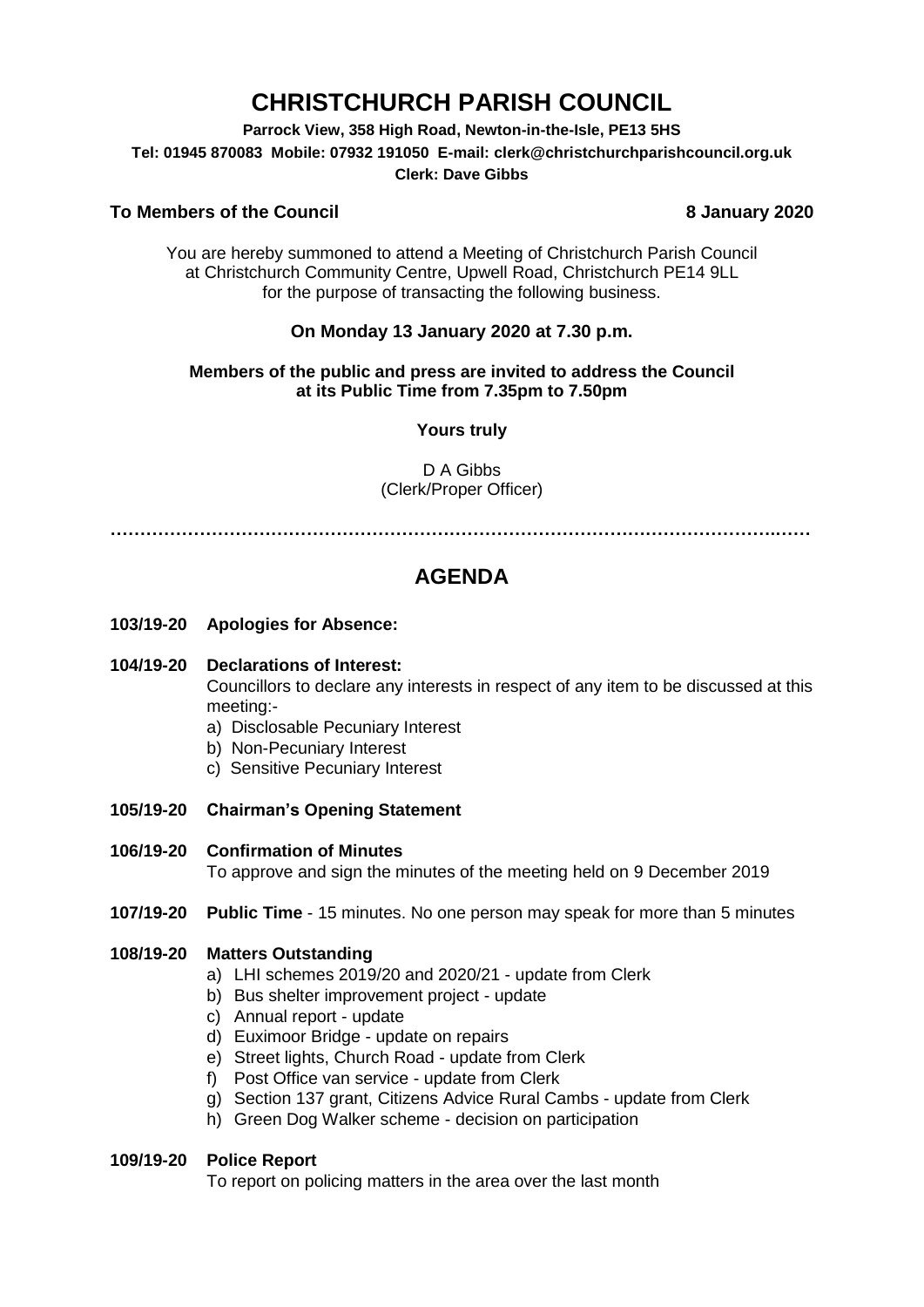# CHRISTCHURCH PARISH COUNCIL

**Parrock View, 358 High Road, Newton-in-the-Isle, PE13 5HS**
**Tel: 01945 870083 Mobile: 07932 191050 E-mail: clerk@christchurchparishcouncil.org.uk**
**Clerk: Dave Gibbs**

**To Members of the Council** **8 January 2020**

You are hereby summoned to attend a Meeting of Christchurch Parish Council at Christchurch Community Centre, Upwell Road, Christchurch PE14 9LL for the purpose of transacting the following business.

**On Monday 13 January 2020 at 7.30 p.m.**

**Members of the public and press are invited to address the Council at its Public Time from 7.35pm to 7.50pm**

**Yours truly**

D A Gibbs
(Clerk/Proper Officer)

…………………………………………………………………………………………………….……

## AGENDA

**103/19-20 Apologies for Absence:**

**104/19-20 Declarations of Interest:**
Councillors to declare any interests in respect of any item to be discussed at this meeting:-
a) Disclosable Pecuniary Interest
b) Non-Pecuniary Interest
c) Sensitive Pecuniary Interest

**105/19-20 Chairman's Opening Statement**

**106/19-20 Confirmation of Minutes**
To approve and sign the minutes of the meeting held on 9 December 2019

**107/19-20 Public Time** - 15 minutes. No one person may speak for more than 5 minutes

**108/19-20 Matters Outstanding**
a) LHI schemes 2019/20 and 2020/21 - update from Clerk
b) Bus shelter improvement project - update
c) Annual report - update
d) Euximoor Bridge - update on repairs
e) Street lights, Church Road - update from Clerk
f) Post Office van service - update from Clerk
g) Section 137 grant, Citizens Advice Rural Cambs - update from Clerk
h) Green Dog Walker scheme - decision on participation

**109/19-20 Police Report**
To report on policing matters in the area over the last month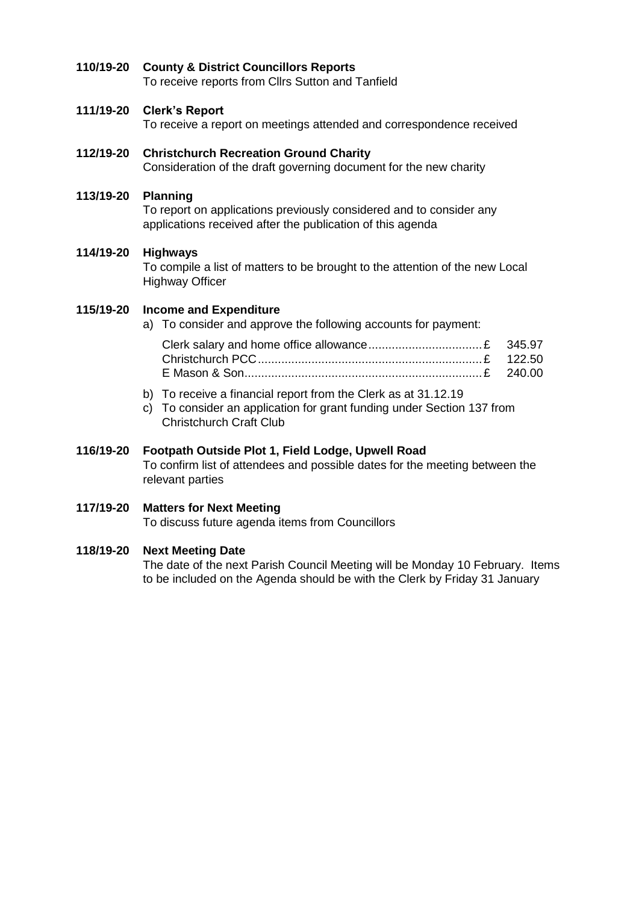**110/19-20 County & District Councillors Reports**
To receive reports from Cllrs Sutton and Tanfield

**111/19-20 Clerk's Report**
To receive a report on meetings attended and correspondence received

**112/19-20 Christchurch Recreation Ground Charity**
Consideration of the draft governing document for the new charity

**113/19-20 Planning**
To report on applications previously considered and to consider any applications received after the publication of this agenda

**114/19-20 Highways**
To compile a list of matters to be brought to the attention of the new Local Highway Officer

**115/19-20 Income and Expenditure**

a) To consider and approve the following accounts for payment:

| | | |
|---|---|---|
| Clerk salary and home office allowance | £ | 345.97 |
| Christchurch PCC | £ | 122.50 |
| E Mason & Son | £ | 240.00 |

b) To receive a financial report from the Clerk as at 31.12.19

c) To consider an application for grant funding under Section 137 from Christchurch Craft Club

**116/19-20 Footpath Outside Plot 1, Field Lodge, Upwell Road**
To confirm list of attendees and possible dates for the meeting between the relevant parties

**117/19-20 Matters for Next Meeting**
To discuss future agenda items from Councillors

**118/19-20 Next Meeting Date**
The date of the next Parish Council Meeting will be Monday 10 February. Items to be included on the Agenda should be with the Clerk by Friday 31 January